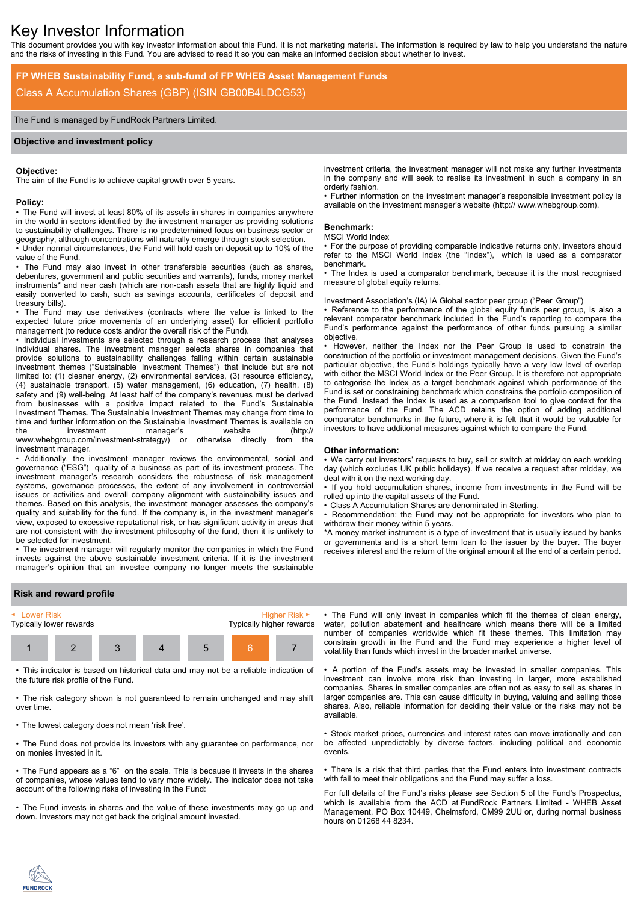# Key Investor Information

This document provides you with key investor information about this Fund. It is not marketing material. The information is required by law to help you understand the nature and the risks of investing in this Fund. You are advised to read it so you can make an informed decision about whether to invest.

## FP WHEB Sustainability Fund, a sub-fund of FP WHEB Asset Management Funds

Class A Accumulation Shares (GBP) (ISIN GB00B4LDCG53)

The Fund is managed by FundRock Partners Limited.

## Objective and investment policy

**Objective:**
The aim of the Fund is to achieve capital growth over 5 years.

**Policy:**

- The Fund will invest at least 80% of its assets in shares in companies anywhere in the world in sectors identified by the investment manager as providing solutions to sustainability challenges. There is no predetermined focus on business sector or geography, although concentrations will naturally emerge through stock selection.
- Under normal circumstances, the Fund will hold cash on deposit up to 10% of the value of the Fund.
- The Fund may also invest in other transferable securities (such as shares, debentures, government and public securities and warrants), funds, money market instruments* and near cash (which are non-cash assets that are highly liquid and easily converted to cash, such as savings accounts, certificates of deposit and treasury bills).
- The Fund may use derivatives (contracts where the value is linked to the expected future price movements of an underlying asset) for efficient portfolio management (to reduce costs and/or the overall risk of the Fund).
- Individual investments are selected through a research process that analyses individual shares. The investment manager selects shares in companies that provide solutions to sustainability challenges falling within certain sustainable investment themes ("Sustainable Investment Themes") that include but are not limited to: (1) cleaner energy, (2) environmental services, (3) resource efficiency, (4) sustainable transport, (5) water management, (6) education, (7) health, (8) safety and (9) well-being. At least half of the company's revenues must be derived from businesses with a positive impact related to the Fund's Sustainable Investment Themes. The Sustainable Investment Themes may change from time to time and further information on the Sustainable Investment Themes is available on the investment manager's website (http://www.whebgroup.com/investment-strategy/) or otherwise directly from the investment manager.
- Additionally, the investment manager reviews the environmental, social and governance ("ESG") quality of a business as part of its investment process. The investment manager's research considers the robustness of risk management systems, governance processes, the extent of any involvement in controversial issues or activities and overall company alignment with sustainability issues and themes. Based on this analysis, the investment manager assesses the company's quality and suitability for the fund. If the company is, in the investment manager's view, exposed to excessive reputational risk, or has significant activity in areas that are not consistent with the investment philosophy of the fund, then it is unlikely to be selected for investment.
- The investment manager will regularly monitor the companies in which the Fund invests against the above sustainable investment criteria. If it is the investment manager's opinion that an investee company no longer meets the sustainable investment criteria, the investment manager will not make any further investments in the company and will seek to realise its investment in such a company in an orderly fashion.
- Further information on the investment manager's responsible investment policy is available on the investment manager's website (http:// www.whebgroup.com).

**Benchmark:**
MSCI World Index

- For the purpose of providing comparable indicative returns only, investors should refer to the MSCI World Index (the "Index"), which is used as a comparator benchmark.
- The Index is used a comparator benchmark, because it is the most recognised measure of global equity returns.

Investment Association's (IA) IA Global sector peer group ("Peer Group")

- Reference to the performance of the global equity funds peer group, is also a relevant comparator benchmark included in the Fund's reporting to compare the Fund's performance against the performance of other funds pursuing a similar objective.
- However, neither the Index nor the Peer Group is used to constrain the construction of the portfolio or investment management decisions. Given the Fund's particular objective, the Fund's holdings typically have a very low level of overlap with either the MSCI World Index or the Peer Group. It is therefore not appropriate to categorise the Index as a target benchmark against which performance of the Fund is set or constraining benchmark which constrains the portfolio composition of the Fund. Instead the Index is used as a comparison tool to give context for the performance of the Fund. The ACD retains the option of adding additional comparator benchmarks in the future, where it is felt that it would be valuable for investors to have additional measures against which to compare the Fund.

**Other information:**

- We carry out investors' requests to buy, sell or switch at midday on each working day (which excludes UK public holidays). If we receive a request after midday, we deal with it on the next working day.
- If you hold accumulation shares, income from investments in the Fund will be rolled up into the capital assets of the Fund.
- Class A Accumulation Shares are denominated in Sterling.
- Recommendation: the Fund may not be appropriate for investors who plan to withdraw their money within 5 years.

*A money market instrument is a type of investment that is usually issued by banks or governments and is a short term loan to the issuer by the buyer. The buyer receives interest and the return of the original amount at the end of a certain period.

## Risk and reward profile

| ◄ Lower Risk<br>Typically lower rewards | | | | | | Higher Risk ►<br>Typically higher rewards |
|---|---|---|---|---|---|---|
| 1 | 2 | 3 | 4 | 5 | **6** | 7 |

- This indicator is based on historical data and may not be a reliable indication of the future risk profile of the Fund.
- The risk category shown is not guaranteed to remain unchanged and may shift over time.
- The lowest category does not mean 'risk free'.
- The Fund does not provide its investors with any guarantee on performance, nor on monies invested in it.
- The Fund appears as a "6" on the scale. This is because it invests in the shares of companies, whose values tend to vary more widely. The indicator does not take account of the following risks of investing in the Fund:
- The Fund invests in shares and the value of these investments may go up and down. Investors may not get back the original amount invested.
- The Fund will only invest in companies which fit the themes of clean energy, water, pollution abatement and healthcare which means there will be a limited number of companies worldwide which fit these themes. This limitation may constrain growth in the Fund and the Fund may experience a higher level of volatility than funds which invest in the broader market universe.
- A portion of the Fund's assets may be invested in smaller companies. This investment can involve more risk than investing in larger, more established companies. Shares in smaller companies are often not as easy to sell as shares in larger companies are. This can cause difficulty in buying, valuing and selling those shares. Also, reliable information for deciding their value or the risks may not be available.
- Stock market prices, currencies and interest rates can move irrationally and can be affected unpredictably by diverse factors, including political and economic events.
- There is a risk that third parties that the Fund enters into investment contracts with fail to meet their obligations and the Fund may suffer a loss.

For full details of the Fund's risks please see Section 5 of the Fund's Prospectus, which is available from the ACD at FundRock Partners Limited - WHEB Asset Management, PO Box 10449, Chelmsford, CM99 2UU or, during normal business hours on 01268 44 8234.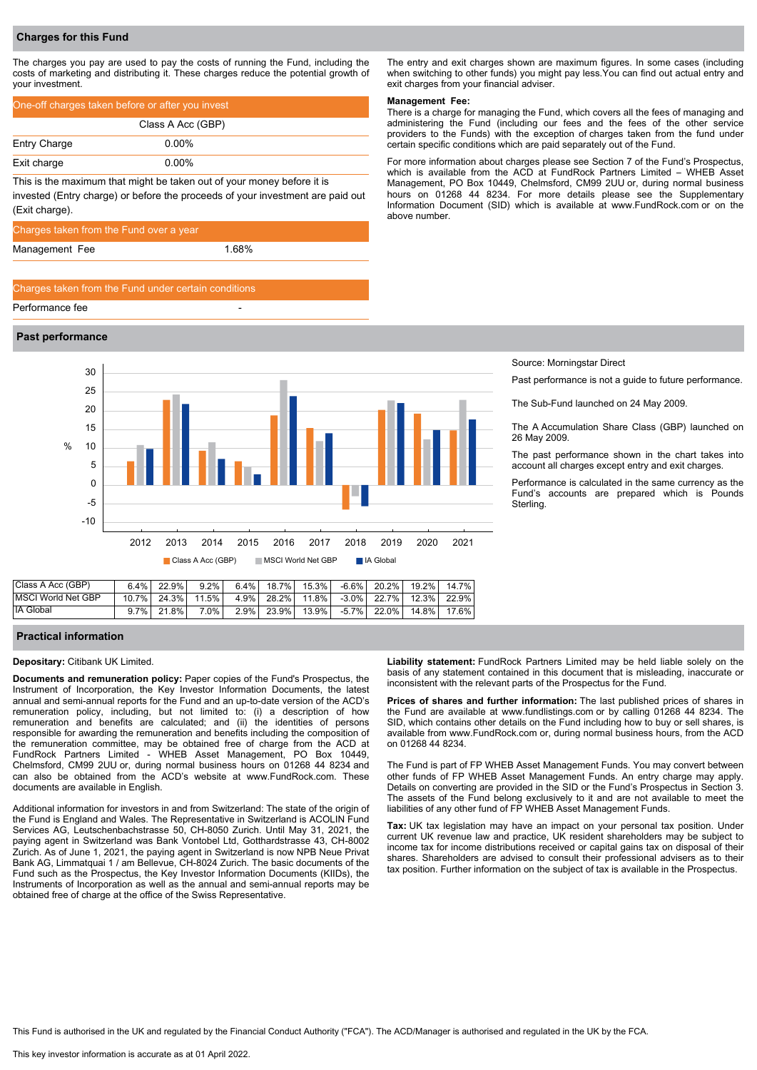## Charges for this Fund

The charges you pay are used to pay the costs of running the Fund, including the costs of marketing and distributing it. These charges reduce the potential growth of your investment.

| One-off charges taken before or after you invest | |
|---|---|
| | Class A Acc (GBP) |
| Entry Charge | 0.00% |
| Exit charge | 0.00% |

This is the maximum that might be taken out of your money before it is invested (Entry charge) or before the proceeds of your investment are paid out (Exit charge).

| Charges taken from the Fund over a year | |
|---|---|
| Management Fee | 1.68% |

| Charges taken from the Fund under certain conditions | |
|---|---|
| Performance fee | - |

The entry and exit charges shown are maximum figures. In some cases (including when switching to other funds) you might pay less. You can find out actual entry and exit charges from your financial adviser.

**Management Fee:**
There is a charge for managing the Fund, which covers all the fees of managing and administering the Fund (including our fees and the fees of the other service providers to the Funds) with the exception of charges taken from the fund under certain specific conditions which are paid separately out of the Fund.

For more information about charges please see Section 7 of the Fund's Prospectus, which is available from the ACD at FundRock Partners Limited – WHEB Asset Management, PO Box 10449, Chelmsford, CM99 2UU or, during normal business hours on 01268 44 8234. For more details please see the Supplementary Information Document (SID) which is available at www.FundRock.com or on the above number.

## Past performance

30
25
20
15
% 10
5
0
-5
-10

2012 2013 2014 2015 2016 2017 2018 2019 2020 2021

Class A Acc (GBP) MSCI World Net GBP IA Global

| | | | | | | | | | | |
|---|---|---|---|---|---|---|---|---|---|---|
| Class A Acc (GBP) | 6.4% | 22.9% | 9.2% | 6.4% | 18.7% | 15.3% | -6.6% | 20.2% | 19.2% | 14.7% |
| MSCI World Net GBP | 10.7% | 24.3% | 11.5% | 4.9% | 28.2% | 11.8% | -3.0% | 22.7% | 12.3% | 22.9% |
| IA Global | 9.7% | 21.8% | 7.0% | 2.9% | 23.9% | 13.9% | -5.7% | 22.0% | 14.8% | 17.6% |

Source: Morningstar Direct

Past performance is not a guide to future performance.

The Sub-Fund launched on 24 May 2009.

The A Accumulation Share Class (GBP) launched on 26 May 2009.

The past performance shown in the chart takes into account all charges except entry and exit charges.

Performance is calculated in the same currency as the Fund's accounts are prepared which is Pounds Sterling.

## Practical information

**Depositary:** Citibank UK Limited.

**Documents and remuneration policy:** Paper copies of the Fund's Prospectus, the Instrument of Incorporation, the Key Investor Information Documents, the latest annual and semi-annual reports for the Fund and an up-to-date version of the ACD's remuneration policy, including, but not limited to: (i) a description of how remuneration and benefits are calculated; and (ii) the identities of persons responsible for awarding the remuneration and benefits including the composition of the remuneration committee, may be obtained free of charge from the ACD at FundRock Partners Limited - WHEB Asset Management, PO Box 10449, Chelmsford, CM99 2UU or, during normal business hours on 01268 44 8234 and can also be obtained from the ACD's website at www.FundRock.com. These documents are available in English.

Additional information for investors in and from Switzerland: The state of the origin of the Fund is England and Wales. The Representative in Switzerland is ACOLIN Fund Services AG, Leutschenbachstrasse 50, CH-8050 Zurich. Until May 31, 2021, the paying agent in Switzerland was Bank Vontobel Ltd, Gotthardstrasse 43, CH-8002 Zurich. As of June 1, 2021, the paying agent in Switzerland is now NPB Neue Privat Bank AG, Limmatquai 1 / am Bellevue, CH-8024 Zurich. The basic documents of the Fund such as the Prospectus, the Key Investor Information Documents (KIIDs), the Instruments of Incorporation as well as the annual and semi-annual reports may be obtained free of charge at the office of the Swiss Representative.

**Liability statement:** FundRock Partners Limited may be held liable solely on the basis of any statement contained in this document that is misleading, inaccurate or inconsistent with the relevant parts of the Prospectus for the Fund.

**Prices of shares and further information:** The last published prices of shares in the Fund are available at www.fundlistings.com or by calling 01268 44 8234. The SID, which contains other details on the Fund including how to buy or sell shares, is available from www.FundRock.com or, during normal business hours, from the ACD on 01268 44 8234.

The Fund is part of FP WHEB Asset Management Funds. You may convert between other funds of FP WHEB Asset Management Funds. An entry charge may apply. Details on converting are provided in the SID or the Fund's Prospectus in Section 3. The assets of the Fund belong exclusively to it and are not available to meet the liabilities of any other fund of FP WHEB Asset Management Funds.

**Tax:** UK tax legislation may have an impact on your personal tax position. Under current UK revenue law and practice, UK resident shareholders may be subject to income tax for income distributions received or capital gains tax on disposal of their shares. Shareholders are advised to consult their professional advisers as to their tax position. Further information on the subject of tax is available in the Prospectus.

This Fund is authorised in the UK and regulated by the Financial Conduct Authority ("FCA"). The ACD/Manager is authorised and regulated in the UK by the FCA.

This key investor information is accurate as at 01 April 2022.